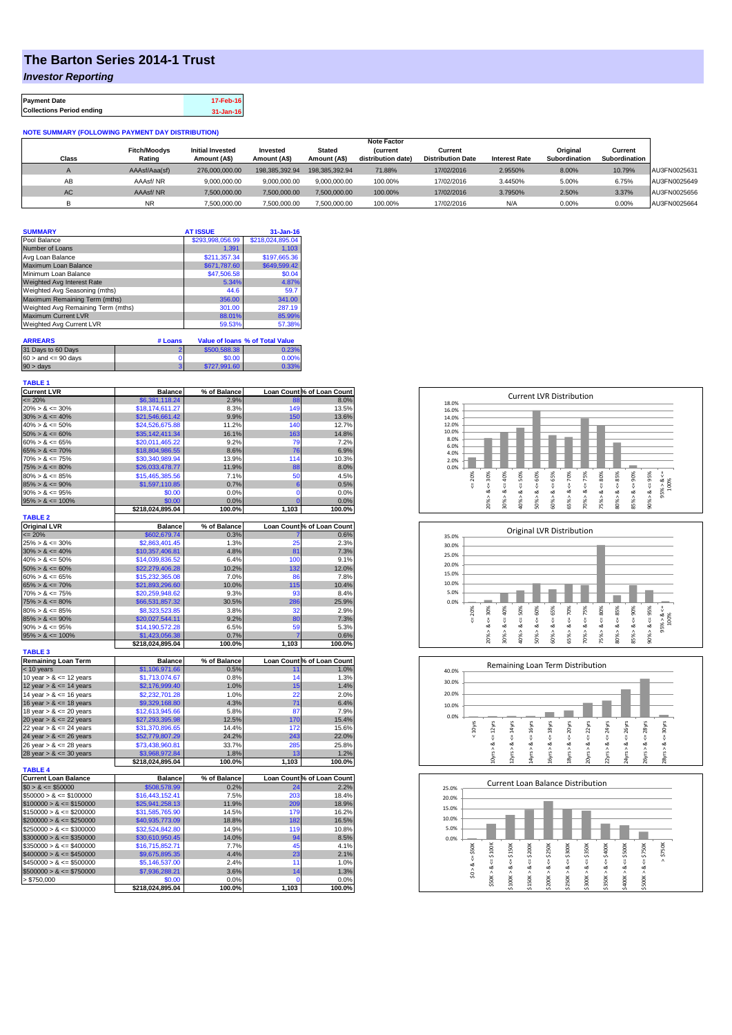# The Barton Series 2014-1 Trust

## *Investor Reporting*

| Payment Date | 17-Feb-16 |
|---|---|
| Collections Period ending | 31-Jan-16 |

**NOTE SUMMARY (FOLLOWING PAYMENT DAY DISTRIBUTION)**

| Class | Fitch/Moodys Rating | Initial Invested Amount (A$) | Invested Amount (A$) | Stated Amount (A$) | Note Factor (current distribution date) | Current Distribution Date | Interest Rate | Original Subordination | Current Subordination | |
|---|---|---|---|---|---|---|---|---|---|---|
| A | AAAsf/Aaa(sf) | 276,000,000.00 | 198,385,392.94 | 198,385,392.94 | 71.88% | 17/02/2016 | 2.9550% | 8.00% | 10.79% | AU3FN0025631 |
| AB | AAAsf/ NR | 9,000,000.00 | 9,000,000.00 | 9,000,000.00 | 100.00% | 17/02/2016 | 3.4450% | 5.00% | 6.75% | AU3FN0025649 |
| AC | AAAsf/ NR | 7,500,000.00 | 7,500,000.00 | 7,500,000.00 | 100.00% | 17/02/2016 | 3.7950% | 2.50% | 3.37% | AU3FN0025656 |
| B | NR | 7,500,000.00 | 7,500,000.00 | 7,500,000.00 | 100.00% | 17/02/2016 | N/A | 0.00% | 0.00% | AU3FN0025664 |

| SUMMARY | AT ISSUE | 31-Jan-16 |
|---|---|---|
| Pool Balance | $293,998,056.99 | $218,024,895.04 |
| Number of Loans | 1,391 | 1,103 |
| Avg Loan Balance | $211,357.34 | $197,665.36 |
| Maximum Loan Balance | $671,787.60 | $649,599.42 |
| Minimum Loan Balance | $47,506.58 | $0.04 |
| Weighted Avg Interest Rate | 5.34% | 4.87% |
| Weighted Avg Seasoning (mths) | 44.6 | 59.7 |
| Maximum Remaining Term (mths) | 356.00 | 341.00 |
| Weighted Avg Remaining Term (mths) | 301.00 | 287.19 |
| Maximum Current LVR | 88.01% | 85.99% |
| Weighted Avg Current LVR | 59.53% | 57.38% |

| ARREARS | # Loans | Value of loans | % of Total Value |
|---|---|---|---|
| 31 Days to 60 Days | 2 | $500,588.38 | 0.23% |
| 60 > and <= 90 days | 0 | $0.00 | 0.00% |
| 90 > days | 3 | $727,991.60 | 0.33% |

**TABLE 1**

| Current LVR | Balance | % of Balance | Loan Count | % of Loan Count |
|---|---|---|---|---|
| <= 20% | $6,381,118.24 | 2.9% | 88 | 8.0% |
| 20% > & <= 30% | $18,174,611.27 | 8.3% | 149 | 13.5% |
| 30% > & <= 40% | $21,546,661.42 | 9.9% | 150 | 13.6% |
| 40% > & <= 50% | $24,526,675.88 | 11.2% | 140 | 12.7% |
| 50% > & <= 60% | $35,142,411.34 | 16.1% | 163 | 14.8% |
| 60% > & <= 65% | $20,011,465.22 | 9.2% | 79 | 7.2% |
| 65% > & <= 70% | $18,804,986.55 | 8.6% | 76 | 6.9% |
| 70% > & <= 75% | $30,340,989.94 | 13.9% | 114 | 10.3% |
| 75% > & <= 80% | $26,033,478.77 | 11.9% | 88 | 8.0% |
| 80% > & <= 85% | $15,465,385.56 | 7.1% | 50 | 4.5% |
| 85% > & <= 90% | $1,597,110.85 | 0.7% | 6 | 0.5% |
| 90% > & <= 95% | $0.00 | 0.0% | 0 | 0.0% |
| 95% > & <= 100% | $0.00 | 0.0% | 0 | 0.0% |
| | $218,024,895.04 | 100.0% | 1,103 | 100.0% |

**TABLE 2**

| Original LVR | Balance | % of Balance | Loan Count | % of Loan Count |
|---|---|---|---|---|
| <= 20% | $602,679.74 | 0.3% | 7 | 0.6% |
| 25% > & <= 30% | $2,863,401.45 | 1.3% | 25 | 2.3% |
| 30% > & <= 40% | $10,357,406.81 | 4.8% | 81 | 7.3% |
| 40% > & <= 50% | $14,039,836.52 | 6.4% | 100 | 9.1% |
| 50% > & <= 60% | $22,279,406.28 | 10.2% | 132 | 12.0% |
| 60% > & <= 65% | $15,232,365.08 | 7.0% | 86 | 7.8% |
| 65% > & <= 70% | $21,893,296.60 | 10.0% | 115 | 10.4% |
| 70% > & <= 75% | $20,259,948.62 | 9.3% | 93 | 8.4% |
| 75% > & <= 80% | $66,531,857.32 | 30.5% | 286 | 25.9% |
| 80% > & <= 85% | $8,323,523.85 | 3.8% | 32 | 2.9% |
| 85% > & <= 90% | $20,027,544.11 | 9.2% | 80 | 7.3% |
| 90% > & <= 95% | $14,190,572.28 | 6.5% | 59 | 5.3% |
| 95% > & <= 100% | $1,423,056.38 | 0.7% | 7 | 0.6% |
| | $218,024,895.04 | 100.0% | 1,103 | 100.0% |

**TABLE 3**

| Remaining Loan Term | Balance | % of Balance | Loan Count | % of Loan Count |
|---|---|---|---|---|
| < 10 years | $1,106,971.66 | 0.5% | 11 | 1.0% |
| 10 year > & <= 12 years | $1,713,074.67 | 0.8% | 14 | 1.3% |
| 12 year > & <= 14 years | $2,176,999.40 | 1.0% | 15 | 1.4% |
| 14 year > & <= 16 years | $2,232,701.28 | 1.0% | 22 | 2.0% |
| 16 year > & <= 18 years | $9,329,168.80 | 4.3% | 71 | 6.4% |
| 18 year > & <= 20 years | $12,613,945.66 | 5.8% | 87 | 7.9% |
| 20 year > & <= 22 years | $27,293,395.98 | 12.5% | 170 | 15.4% |
| 22 year > & <= 24 years | $31,370,896.65 | 14.4% | 172 | 15.6% |
| 24 year > & <= 26 years | $52,779,807.29 | 24.2% | 243 | 22.0% |
| 26 year > & <= 28 years | $73,438,960.81 | 33.7% | 285 | 25.8% |
| 28 year > & <= 30 years | $3,968,972.84 | 1.8% | 13 | 1.2% |
| | $218,024,895.04 | 100.0% | 1,103 | 100.0% |

**TABLE 4**

| Current Loan Balance | Balance | % of Balance | Loan Count | % of Loan Count |
|---|---|---|---|---|
| $0 > & <= $50000 | $508,578.99 | 0.2% | 24 | 2.2% |
| $50000 > & <= $100000 | $16,443,152.41 | 7.5% | 203 | 18.4% |
| $100000 > & <= $150000 | $25,941,258.13 | 11.9% | 209 | 18.9% |
| $150000 > & <= $200000 | $31,585,765.90 | 14.5% | 179 | 16.2% |
| $200000 > & <= $250000 | $40,935,773.09 | 18.8% | 182 | 16.5% |
| $250000 > & <= $300000 | $32,524,842.80 | 14.9% | 119 | 10.8% |
| $300000 > & <= $350000 | $30,610,950.45 | 14.0% | 94 | 8.5% |
| $350000 > & <= $400000 | $16,715,852.71 | 7.7% | 45 | 4.1% |
| $400000 > & <= $450000 | $9,675,895.35 | 4.4% | 23 | 2.1% |
| $450000 > & <= $500000 | $5,146,537.00 | 2.4% | 11 | 1.0% |
| $500000 > & <= $750000 | $7,936,288.21 | 3.6% | 14 | 1.3% |
| > $750,000 | $0.00 | 0.0% | 0 | 0.0% |
| | $218,024,895.04 | 100.0% | 1,103 | 100.0% |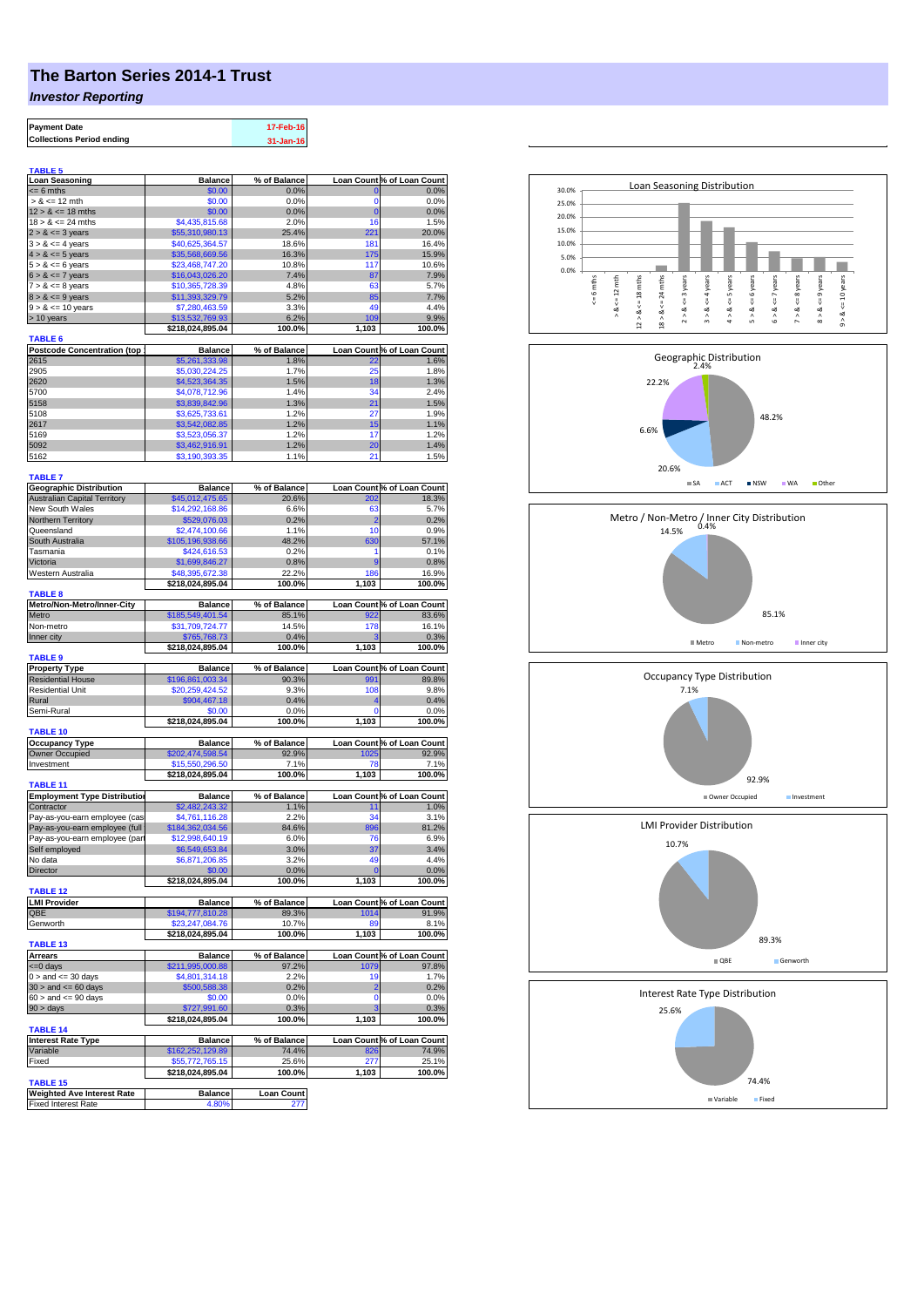# The Barton Series 2014-1 Trust

## *Investor Reporting*

| | |
|---|---|
| **Payment Date** | 17-Feb-16 |
| **Collections Period ending** | 31-Jan-16 |

**TABLE 5**

| Loan Seasoning | Balance | % of Balance | Loan Count | % of Loan Count |
|---|---|---|---|---|
| <= 6 mths | $0.00 | 0.0% | 0 | 0.0% |
| > & <= 12 mth | $0.00 | 0.0% | 0 | 0.0% |
| 12 > & <= 18 mths | $0.00 | 0.0% | 0 | 0.0% |
| 18 > & <= 24 mths | $4,435,815.68 | 2.0% | 16 | 1.5% |
| 2 > & <= 3 years | $55,310,980.13 | 25.4% | 221 | 20.0% |
| 3 > & <= 4 years | $40,625,364.57 | 18.6% | 181 | 16.4% |
| 4 > & <= 5 years | $35,568,669.56 | 16.3% | 175 | 15.9% |
| 5 > & <= 6 years | $23,468,747.20 | 10.8% | 117 | 10.6% |
| 6 > & <= 7 years | $16,043,026.20 | 7.4% | 87 | 7.9% |
| 7 > & <= 8 years | $10,365,728.39 | 4.8% | 63 | 5.7% |
| 8 > & <= 9 years | $11,393,329.79 | 5.2% | 85 | 7.7% |
| 9 > & <= 10 years | $7,280,463.59 | 3.3% | 49 | 4.4% |
| > 10 years | $13,532,769.93 | 6.2% | 109 | 9.9% |
| | $218,024,895.04 | 100.0% | 1,103 | 100.0% |

**TABLE 6**

| Postcode Concentration (top | Balance | % of Balance | Loan Count | % of Loan Count |
|---|---|---|---|---|
| 2615 | $5,261,333.98 | 1.8% | 22 | 1.6% |
| 2905 | $5,030,224.25 | 1.7% | 25 | 1.8% |
| 2620 | $4,523,364.35 | 1.5% | 18 | 1.3% |
| 5700 | $4,078,712.96 | 1.4% | 34 | 2.4% |
| 5158 | $3,839,842.96 | 1.3% | 21 | 1.5% |
| 5108 | $3,625,733.61 | 1.2% | 27 | 1.9% |
| 2617 | $3,542,082.85 | 1.2% | 15 | 1.1% |
| 5169 | $3,523,056.37 | 1.2% | 17 | 1.2% |
| 5092 | $3,462,916.91 | 1.2% | 20 | 1.4% |
| 5162 | $3,190,393.35 | 1.1% | 21 | 1.5% |

**TABLE 7**

| Geographic Distribution | Balance | % of Balance | Loan Count | % of Loan Count |
|---|---|---|---|---|
| Australian Capital Territory | $45,012,475.65 | 20.6% | 202 | 18.3% |
| New South Wales | $14,292,168.86 | 6.6% | 63 | 5.7% |
| Northern Territory | $529,076.03 | 0.2% | 2 | 0.2% |
| Queensland | $2,474,100.66 | 1.1% | 10 | 0.9% |
| South Australia | $105,196,938.66 | 48.2% | 630 | 57.1% |
| Tasmania | $424,616.53 | 0.2% | 1 | 0.1% |
| Victoria | $1,699,846.27 | 0.8% | 9 | 0.8% |
| Western Australia | $48,395,672.38 | 22.2% | 186 | 16.9% |
| | $218,024,895.04 | 100.0% | 1,103 | 100.0% |

**TABLE 8**

| Metro/Non-Metro/Inner-City | Balance | % of Balance | Loan Count | % of Loan Count |
|---|---|---|---|---|
| Metro | $185,549,401.54 | 85.1% | 922 | 83.6% |
| Non-metro | $31,709,724.77 | 14.5% | 178 | 16.1% |
| Inner city | $765,768.73 | 0.4% | 3 | 0.3% |
| | $218,024,895.04 | 100.0% | 1,103 | 100.0% |

**TABLE 9**

| Property Type | Balance | % of Balance | Loan Count | % of Loan Count |
|---|---|---|---|---|
| Residential House | $196,861,003.34 | 90.3% | 991 | 89.8% |
| Residential Unit | $20,259,424.52 | 9.3% | 108 | 9.8% |
| Rural | $904,467.18 | 0.4% | 4 | 0.4% |
| Semi-Rural | $0.00 | 0.0% | 0 | 0.0% |
| | $218,024,895.04 | 100.0% | 1,103 | 100.0% |

**TABLE 10**

| Occupancy Type | Balance | % of Balance | Loan Count | % of Loan Count |
|---|---|---|---|---|
| Owner Occupied | $202,474,598.54 | 92.9% | 1025 | 92.9% |
| Investment | $15,550,296.50 | 7.1% | 78 | 7.1% |
| | $218,024,895.04 | 100.0% | 1,103 | 100.0% |

**TABLE 11**

| Employment Type Distributio | Balance | % of Balance | Loan Count | % of Loan Count |
|---|---|---|---|---|
| Contractor | $2,482,243.32 | 1.1% | 11 | 1.0% |
| Pay-as-you-earn employee (cas | $4,761,116.28 | 2.2% | 34 | 3.1% |
| Pay-as-you-earn employee (full | $184,362,034.56 | 84.6% | 896 | 81.2% |
| Pay-as-you-earn employee (part | $12,998,640.19 | 6.0% | 76 | 6.9% |
| Self employed | $6,549,653.84 | 3.0% | 37 | 3.4% |
| No data | $6,871,206.85 | 3.2% | 49 | 4.4% |
| Director | $0.00 | 0.0% | 0 | 0.0% |
| | $218,024,895.04 | 100.0% | 1,103 | 100.0% |

**TABLE 12**

| LMI Provider | Balance | % of Balance | Loan Count | % of Loan Count |
|---|---|---|---|---|
| QBE | $194,777,810.28 | 89.3% | 1014 | 91.9% |
| Genworth | $23,247,084.76 | 10.7% | 89 | 8.1% |
| | $218,024,895.04 | 100.0% | 1,103 | 100.0% |

**TABLE 13**

| Arrears | Balance | % of Balance | Loan Count | % of Loan Count |
|---|---|---|---|---|
| <=0 days | $211,995,000.88 | 97.2% | 1079 | 97.8% |
| 0 > and <= 30 days | $4,801,314.18 | 2.2% | 19 | 1.7% |
| 30 > and <= 60 days | $500,588.38 | 0.2% | 2 | 0.2% |
| 60 > and <= 90 days | $0.00 | 0.0% | 0 | 0.0% |
| 90 > days | $727,991.60 | 0.3% | 3 | 0.3% |
| | $218,024,895.04 | 100.0% | 1,103 | 100.0% |

**TABLE 14**

| Interest Rate Type | Balance | % of Balance | Loan Count | % of Loan Count |
|---|---|---|---|---|
| Variable | $162,252,129.89 | 74.4% | 826 | 74.9% |
| Fixed | $55,772,765.15 | 25.6% | 277 | 25.1% |
| | $218,024,895.04 | 100.0% | 1,103 | 100.0% |

**TABLE 15**

| Weighted Ave Interest Rate | Balance | Loan Count |
|---|---|---|
| Fixed Interest Rate | 4.80% | 277 |

Loan Seasoning Distribution
30.0%
25.0%
20.0%
15.0%
10.0%
5.0%
0.0%
<= 6 mths
> & <= 12 mth
12 > & <= 18 mths
18 > & <= 24 mths
2 > & <= 3 years
3 > & <= 4 years
4 > & <= 5 years
5 > & <= 6 years
6 > & <= 7 years
7 > & <= 8 years
8 > & <= 9 years
9 > & <= 10 years

Geographic Distribution
2.4%
22.2%
48.2%
6.6%
20.6%
SA ACT NSW WA Other

Metro / Non-Metro / Inner City Distribution
0.4%
14.5%
85.1%
Metro Non-metro Inner city

Occupancy Type Distribution
7.1%
92.9%
Owner Occupied Investment

LMI Provider Distribution
10.7%
89.3%
QBE Genworth

Interest Rate Type Distribution
25.6%
74.4%
Variable Fixed